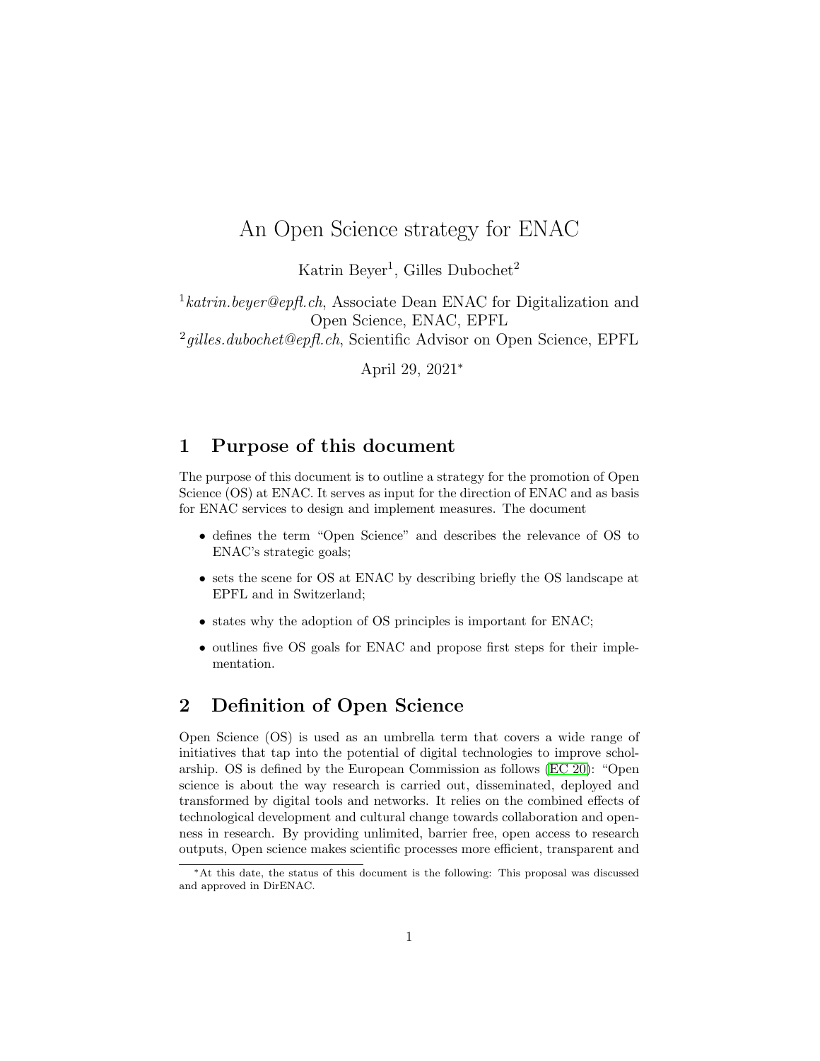# An Open Science strategy for ENAC

Katrin Beyer[1], Gilles Dubochet[2]

[1] *katrin.beyer@epfl.ch*, Associate Dean ENAC for Digitalization and Open Science, ENAC, EPFL
[2] *gilles.dubochet@epfl.ch*, Scientific Advisor on Open Science, EPFL

April 29, 2021*

## 1 Purpose of this document

The purpose of this document is to outline a strategy for the promotion of Open Science (OS) at ENAC. It serves as input for the direction of ENAC and as basis for ENAC services to design and implement measures. The document

- defines the term "Open Science" and describes the relevance of OS to ENAC's strategic goals;
- sets the scene for OS at ENAC by describing briefly the OS landscape at EPFL and in Switzerland;
- states why the adoption of OS principles is important for ENAC;
- outlines five OS goals for ENAC and propose first steps for their implementation.

## 2 Definition of Open Science

Open Science (OS) is used as an umbrella term that covers a wide range of initiatives that tap into the potential of digital technologies to improve scholarship. OS is defined by the European Commission as follows (EC 20): "Open science is about the way research is carried out, disseminated, deployed and transformed by digital tools and networks. It relies on the combined effects of technological development and cultural change towards collaboration and openness in research. By providing unlimited, barrier free, open access to research outputs, Open science makes scientific processes more efficient, transparent and

*At this date, the status of this document is the following: This proposal was discussed and approved in DirENAC.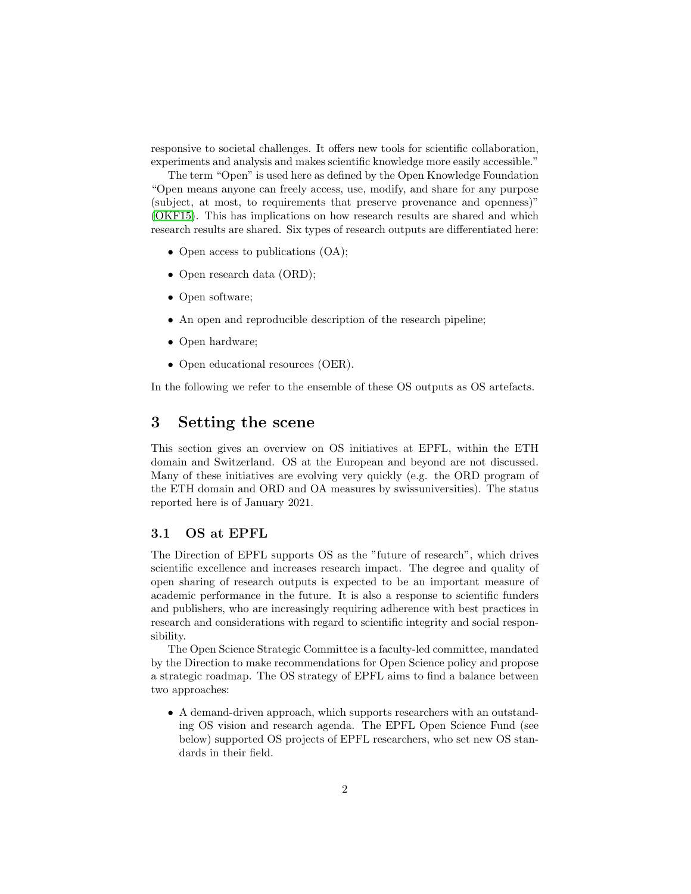responsive to societal challenges. It offers new tools for scientific collaboration, experiments and analysis and makes scientific knowledge more easily accessible."

The term "Open" is used here as defined by the Open Knowledge Foundation "Open means anyone can freely access, use, modify, and share for any purpose (subject, at most, to requirements that preserve provenance and openness)" (OKF15). This has implications on how research results are shared and which research results are shared. Six types of research outputs are differentiated here:

- Open access to publications (OA);
- Open research data (ORD);
- Open software;
- An open and reproducible description of the research pipeline;
- Open hardware;
- Open educational resources (OER).

In the following we refer to the ensemble of these OS outputs as OS artefacts.

## 3 Setting the scene

This section gives an overview on OS initiatives at EPFL, within the ETH domain and Switzerland. OS at the European and beyond are not discussed. Many of these initiatives are evolving very quickly (e.g. the ORD program of the ETH domain and ORD and OA measures by swissuniversities). The status reported here is of January 2021.

### 3.1 OS at EPFL

The Direction of EPFL supports OS as the "future of research", which drives scientific excellence and increases research impact. The degree and quality of open sharing of research outputs is expected to be an important measure of academic performance in the future. It is also a response to scientific funders and publishers, who are increasingly requiring adherence with best practices in research and considerations with regard to scientific integrity and social responsibility.

The Open Science Strategic Committee is a faculty-led committee, mandated by the Direction to make recommendations for Open Science policy and propose a strategic roadmap. The OS strategy of EPFL aims to find a balance between two approaches:

- A demand-driven approach, which supports researchers with an outstanding OS vision and research agenda. The EPFL Open Science Fund (see below) supported OS projects of EPFL researchers, who set new OS standards in their field.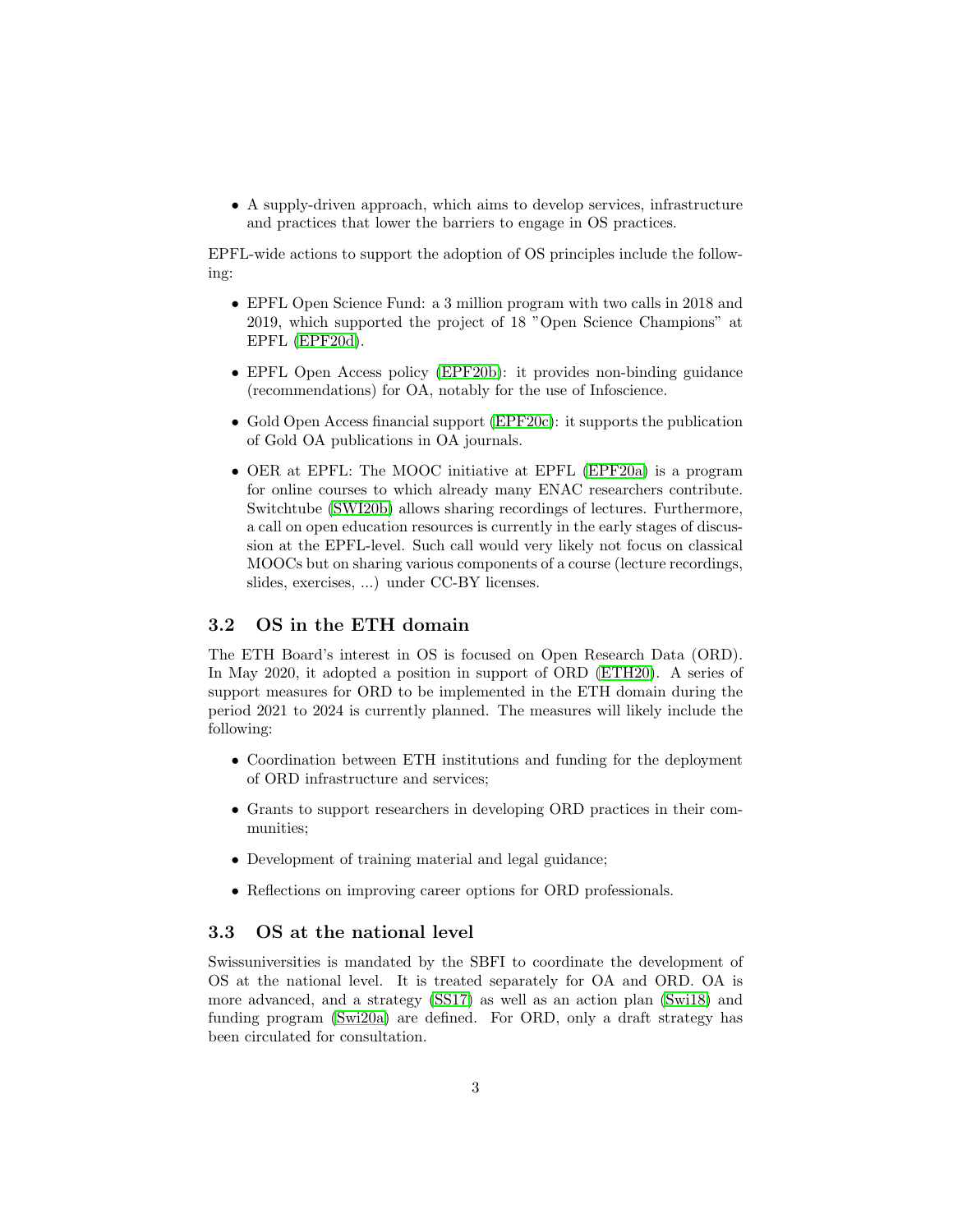- A supply-driven approach, which aims to develop services, infrastructure and practices that lower the barriers to engage in OS practices.

EPFL-wide actions to support the adoption of OS principles include the following:

- EPFL Open Science Fund: a 3 million program with two calls in 2018 and 2019, which supported the project of 18 "Open Science Champions" at EPFL (EPF20d).
- EPFL Open Access policy (EPF20b): it provides non-binding guidance (recommendations) for OA, notably for the use of Infoscience.
- Gold Open Access financial support (EPF20c): it supports the publication of Gold OA publications in OA journals.
- OER at EPFL: The MOOC initiative at EPFL (EPF20a) is a program for online courses to which already many ENAC researchers contribute. Switchtube (SWI20b) allows sharing recordings of lectures. Furthermore, a call on open education resources is currently in the early stages of discussion at the EPFL-level. Such call would very likely not focus on classical MOOCs but on sharing various components of a course (lecture recordings, slides, exercises, ...) under CC-BY licenses.

### 3.2 OS in the ETH domain

The ETH Board's interest in OS is focused on Open Research Data (ORD). In May 2020, it adopted a position in support of ORD (ETH20). A series of support measures for ORD to be implemented in the ETH domain during the period 2021 to 2024 is currently planned. The measures will likely include the following:

- Coordination between ETH institutions and funding for the deployment of ORD infrastructure and services;
- Grants to support researchers in developing ORD practices in their communities;
- Development of training material and legal guidance;
- Reflections on improving career options for ORD professionals.

### 3.3 OS at the national level

Swissuniversities is mandated by the SBFI to coordinate the development of OS at the national level. It is treated separately for OA and ORD. OA is more advanced, and a strategy (SS17) as well as an action plan (Swi18) and funding program (Swi20a) are defined. For ORD, only a draft strategy has been circulated for consultation.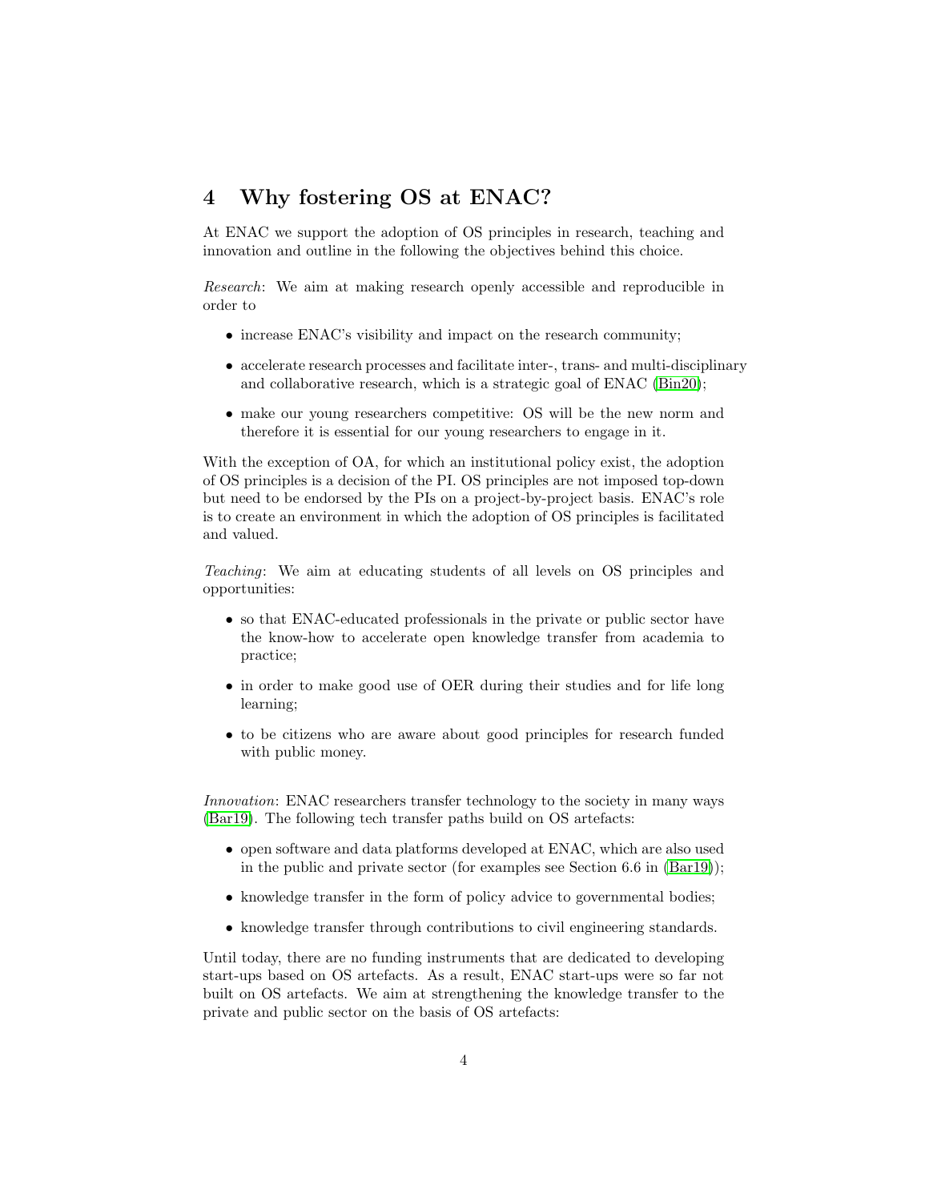## 4 Why fostering OS at ENAC?

At ENAC we support the adoption of OS principles in research, teaching and innovation and outline in the following the objectives behind this choice.

*Research*: We aim at making research openly accessible and reproducible in order to

- increase ENAC's visibility and impact on the research community;
- accelerate research processes and facilitate inter-, trans- and multi-disciplinary and collaborative research, which is a strategic goal of ENAC (Bin20);
- make our young researchers competitive: OS will be the new norm and therefore it is essential for our young researchers to engage in it.

With the exception of OA, for which an institutional policy exist, the adoption of OS principles is a decision of the PI. OS principles are not imposed top-down but need to be endorsed by the PIs on a project-by-project basis. ENAC's role is to create an environment in which the adoption of OS principles is facilitated and valued.

*Teaching*: We aim at educating students of all levels on OS principles and opportunities:

- so that ENAC-educated professionals in the private or public sector have the know-how to accelerate open knowledge transfer from academia to practice;
- in order to make good use of OER during their studies and for life long learning;
- to be citizens who are aware about good principles for research funded with public money.

*Innovation*: ENAC researchers transfer technology to the society in many ways (Bar19). The following tech transfer paths build on OS artefacts:

- open software and data platforms developed at ENAC, which are also used in the public and private sector (for examples see Section 6.6 in (Bar19));
- knowledge transfer in the form of policy advice to governmental bodies;
- knowledge transfer through contributions to civil engineering standards.

Until today, there are no funding instruments that are dedicated to developing start-ups based on OS artefacts. As a result, ENAC start-ups were so far not built on OS artefacts. We aim at strengthening the knowledge transfer to the private and public sector on the basis of OS artefacts: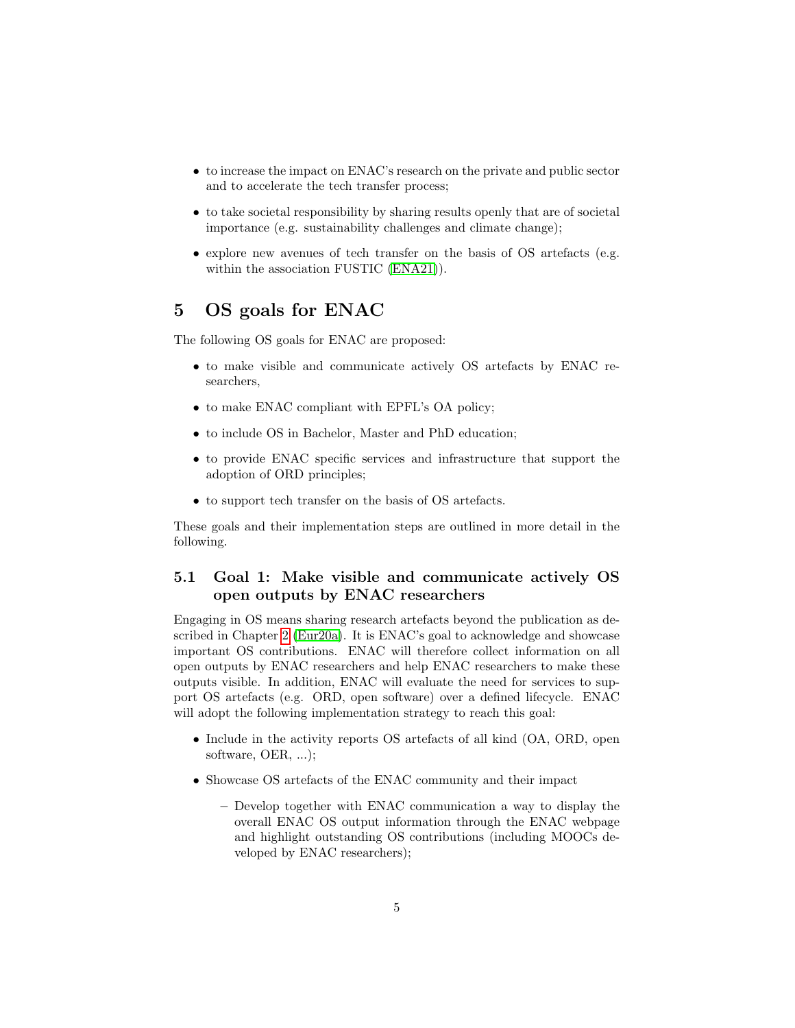- to increase the impact on ENAC's research on the private and public sector and to accelerate the tech transfer process;
- to take societal responsibility by sharing results openly that are of societal importance (e.g. sustainability challenges and climate change);
- explore new avenues of tech transfer on the basis of OS artefacts (e.g. within the association FUSTIC (ENA21)).

# 5 OS goals for ENAC

The following OS goals for ENAC are proposed:

- to make visible and communicate actively OS artefacts by ENAC researchers,
- to make ENAC compliant with EPFL's OA policy;
- to include OS in Bachelor, Master and PhD education;
- to provide ENAC specific services and infrastructure that support the adoption of ORD principles;
- to support tech transfer on the basis of OS artefacts.

These goals and their implementation steps are outlined in more detail in the following.

## 5.1 Goal 1: Make visible and communicate actively OS open outputs by ENAC researchers

Engaging in OS means sharing research artefacts beyond the publication as described in Chapter 2 (Eur20a). It is ENAC's goal to acknowledge and showcase important OS contributions. ENAC will therefore collect information on all open outputs by ENAC researchers and help ENAC researchers to make these outputs visible. In addition, ENAC will evaluate the need for services to support OS artefacts (e.g. ORD, open software) over a defined lifecycle. ENAC will adopt the following implementation strategy to reach this goal:

- Include in the activity reports OS artefacts of all kind (OA, ORD, open software, OER, ...);
- Showcase OS artefacts of the ENAC community and their impact
  - Develop together with ENAC communication a way to display the overall ENAC OS output information through the ENAC webpage and highlight outstanding OS contributions (including MOOCs developed by ENAC researchers);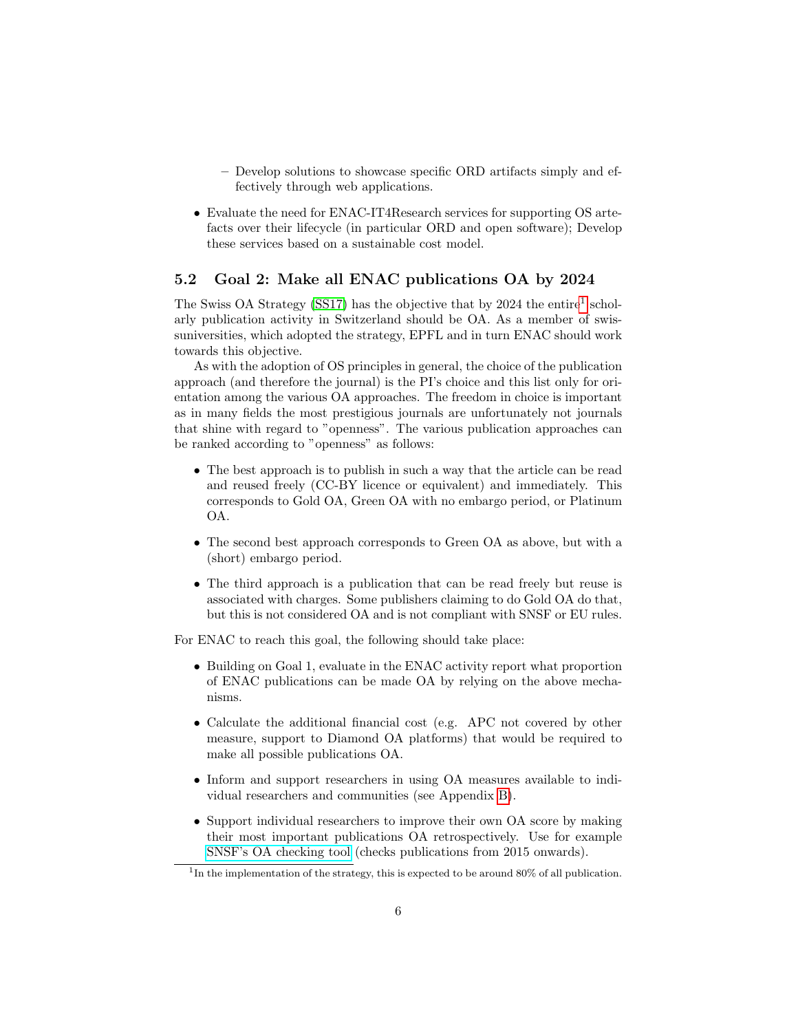- Develop solutions to showcase specific ORD artifacts simply and effectively through web applications.

- Evaluate the need for ENAC-IT4Research services for supporting OS artefacts over their lifecycle (in particular ORD and open software); Develop these services based on a sustainable cost model.

### 5.2 Goal 2: Make all ENAC publications OA by 2024

The Swiss OA Strategy (SS17) has the objective that by 2024 the entire[1] scholarly publication activity in Switzerland should be OA. As a member of swissuniversities, which adopted the strategy, EPFL and in turn ENAC should work towards this objective.

As with the adoption of OS principles in general, the choice of the publication approach (and therefore the journal) is the PI's choice and this list only for orientation among the various OA approaches. The freedom in choice is important as in many fields the most prestigious journals are unfortunately not journals that shine with regard to "openness". The various publication approaches can be ranked according to "openness" as follows:

- The best approach is to publish in such a way that the article can be read and reused freely (CC-BY licence or equivalent) and immediately. This corresponds to Gold OA, Green OA with no embargo period, or Platinum OA.
- The second best approach corresponds to Green OA as above, but with a (short) embargo period.
- The third approach is a publication that can be read freely but reuse is associated with charges. Some publishers claiming to do Gold OA do that, but this is not considered OA and is not compliant with SNSF or EU rules.

For ENAC to reach this goal, the following should take place:

- Building on Goal 1, evaluate in the ENAC activity report what proportion of ENAC publications can be made OA by relying on the above mechanisms.
- Calculate the additional financial cost (e.g. APC not covered by other measure, support to Diamond OA platforms) that would be required to make all possible publications OA.
- Inform and support researchers in using OA measures available to individual researchers and communities (see Appendix B).
- Support individual researchers to improve their own OA score by making their most important publications OA retrospectively. Use for example SNSF's OA checking tool (checks publications from 2015 onwards).

[1] In the implementation of the strategy, this is expected to be around 80% of all publication.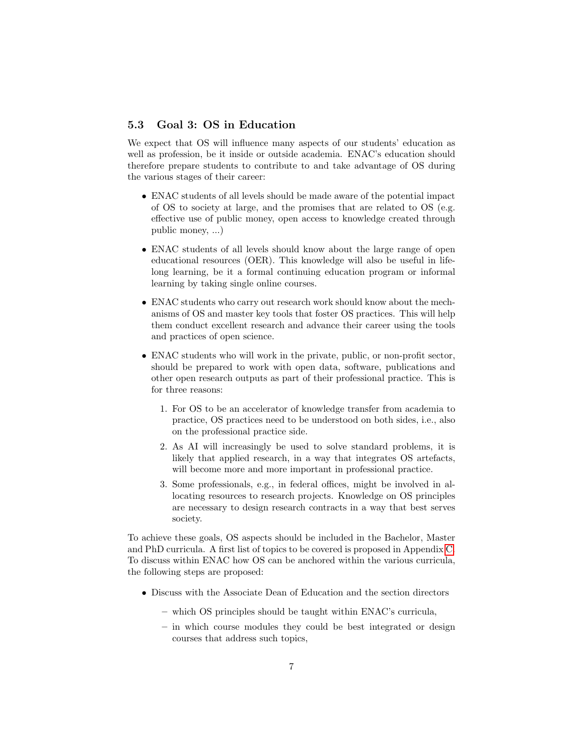### 5.3 Goal 3: OS in Education

We expect that OS will influence many aspects of our students' education as well as profession, be it inside or outside academia. ENAC's education should therefore prepare students to contribute to and take advantage of OS during the various stages of their career:

- ENAC students of all levels should be made aware of the potential impact of OS to society at large, and the promises that are related to OS (e.g. effective use of public money, open access to knowledge created through public money, ...)
- ENAC students of all levels should know about the large range of open educational resources (OER). This knowledge will also be useful in life-long learning, be it a formal continuing education program or informal learning by taking single online courses.
- ENAC students who carry out research work should know about the mechanisms of OS and master key tools that foster OS practices. This will help them conduct excellent research and advance their career using the tools and practices of open science.
- ENAC students who will work in the private, public, or non-profit sector, should be prepared to work with open data, software, publications and other open research outputs as part of their professional practice. This is for three reasons:
    1. For OS to be an accelerator of knowledge transfer from academia to practice, OS practices need to be understood on both sides, i.e., also on the professional practice side.
    2. As AI will increasingly be used to solve standard problems, it is likely that applied research, in a way that integrates OS artefacts, will become more and more important in professional practice.
    3. Some professionals, e.g., in federal offices, might be involved in allocating resources to research projects. Knowledge on OS principles are necessary to design research contracts in a way that best serves society.

To achieve these goals, OS aspects should be included in the Bachelor, Master and PhD curricula. A first list of topics to be covered is proposed in Appendix C. To discuss within ENAC how OS can be anchored within the various curricula, the following steps are proposed:

- Discuss with the Associate Dean of Education and the section directors
    - which OS principles should be taught within ENAC's curricula,
    - in which course modules they could be best integrated or design courses that address such topics,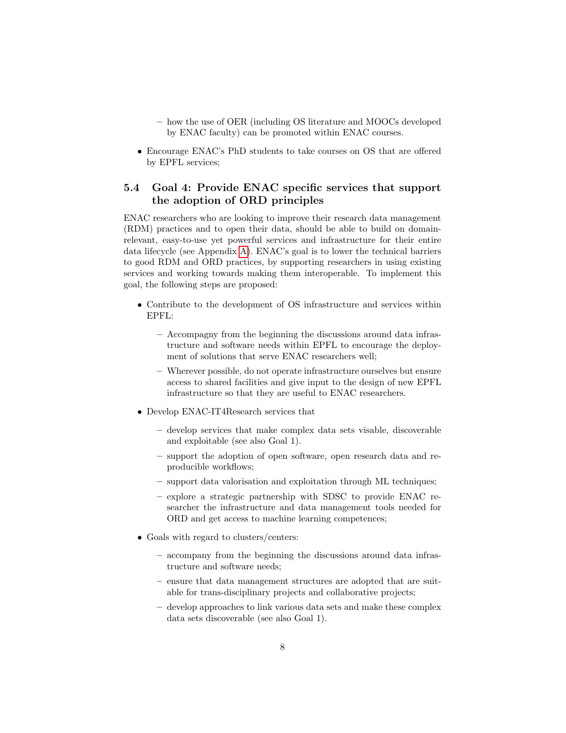- how the use of OER (including OS literature and MOOCs developed by ENAC faculty) can be promoted within ENAC courses.

- Encourage ENAC's PhD students to take courses on OS that are offered by EPFL services;

### 5.4 Goal 4: Provide ENAC specific services that support the adoption of ORD principles

ENAC researchers who are looking to improve their research data management (RDM) practices and to open their data, should be able to build on domain-relevant, easy-to-use yet powerful services and infrastructure for their entire data lifecycle (see Appendix A). ENAC's goal is to lower the technical barriers to good RDM and ORD practices, by supporting researchers in using existing services and working towards making them interoperable. To implement this goal, the following steps are proposed:

- Contribute to the development of OS infrastructure and services within EPFL:
  - Accompagny from the beginning the discussions around data infrastructure and software needs within EPFL to encourage the deployment of solutions that serve ENAC researchers well;
  - Wherever possible, do not operate infrastructure ourselves but ensure access to shared facilities and give input to the design of new EPFL infrastructure so that they are useful to ENAC researchers.

- Develop ENAC-IT4Research services that
  - develop services that make complex data sets visable, discoverable and exploitable (see also Goal 1).
  - support the adoption of open software, open research data and reproducible workflows;
  - support data valorisation and exploitation through ML techniques;
  - explore a strategic partnership with SDSC to provide ENAC researcher the infrastructure and data management tools needed for ORD and get access to machine learning competences;

- Goals with regard to clusters/centers:
  - accompany from the beginning the discussions around data infrastructure and software needs;
  - ensure that data management structures are adopted that are suitable for trans-disciplinary projects and collaborative projects;
  - develop approaches to link various data sets and make these complex data sets discoverable (see also Goal 1).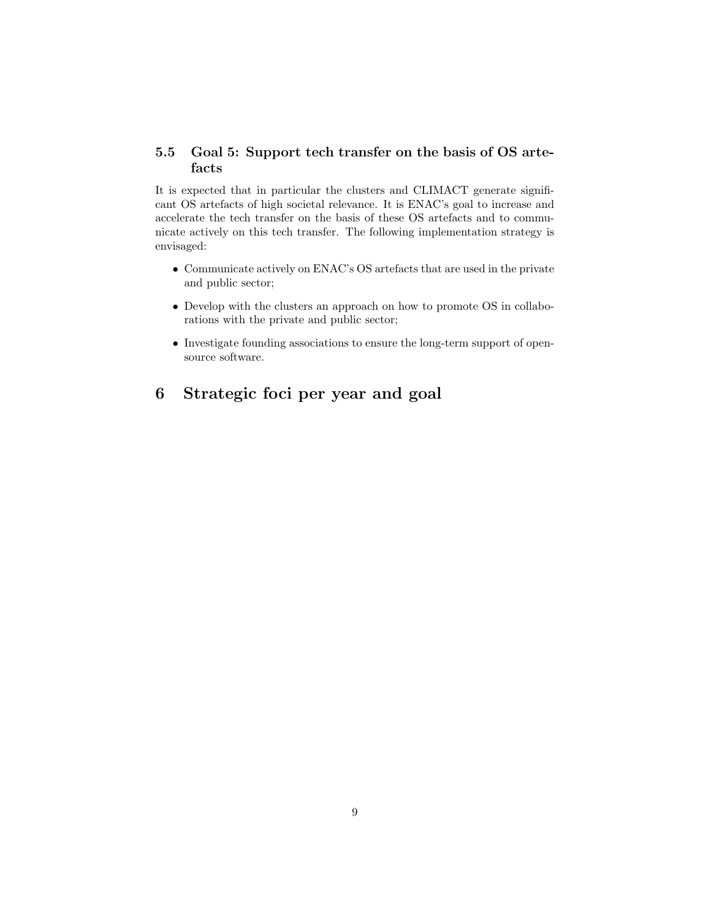### 5.5 Goal 5: Support tech transfer on the basis of OS artefacts

It is expected that in particular the clusters and CLIMACT generate significant OS artefacts of high societal relevance. It is ENAC's goal to increase and accelerate the tech transfer on the basis of these OS artefacts and to communicate actively on this tech transfer. The following implementation strategy is envisaged:

- Communicate actively on ENAC's OS artefacts that are used in the private and public sector;
- Develop with the clusters an approach on how to promote OS in collaborations with the private and public sector;
- Investigate founding associations to ensure the long-term support of open-source software.

## 6 Strategic foci per year and goal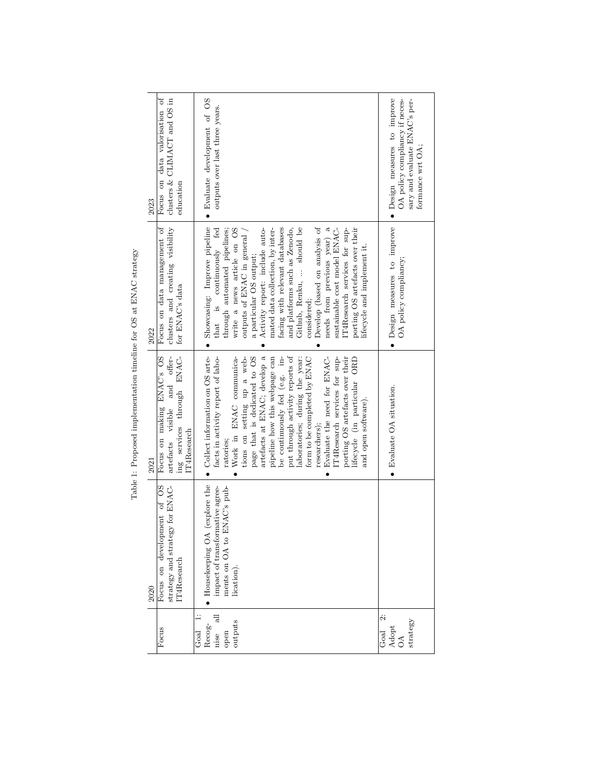Table 1: Proposed implementation timeline for OS at ENAC strategy

| Focus | 2020 | 2021 | 2022 | 2023 |
|---|---|---|---|---|
| | Focus on development of OS strategy and strategy for ENAC-IT4Research | Focus on making ENAC's OS artefacts visible and offering services through ENAC-IT4Research | Focus on data management of clusters and creating visibility for ENAC's data | Focus on data valorisation of clusters & CLIMACT and OS in education |
| Goal 1: Recognise all open outputs | • Housekeeping OA (explore the impact of transformative agreements on OA to ENAC's publication). | • Collect information on OS artefacts in activity report of laboratories; <br>• Work in ENAC communications on setting up a webpage that is dedicated to OS artefacts at ENAC; develop a pipeline how this webpage can be continuously fed (e.g. input through activity reports of laboratories; during the year: form to be completed by ENAC researchers); <br>• Evaluate the need for ENAC-IT4Research services for supporting OS artefacts over their lifecycle (in particular ORD and open software). | • Showcasing: Improve pipeline that is continuously fed through automated pipelines; write a news article on OS outputs of ENAC in general / a particular OS output; <br>• Activity report: include automated data collection, by interfacing with relevant databases and platforms such as Zenodo, Github, Renku, ... should be considered; <br>• Develop (based on analysis of needs from previous year) a sustainable cost model ENAC-IT4Research services for supporting OS artefacts over their lifecycle and implement it. | • Evaluate development of OS outputs over last three years. |
| Goal 2: Adopt OA strategy | | • Evaluate OA situation. | • Design measures to improve OA policy compliancy; | • Design measures to improve OA policy compliancy if necessary and evaluate ENAC's performance wrt OA; |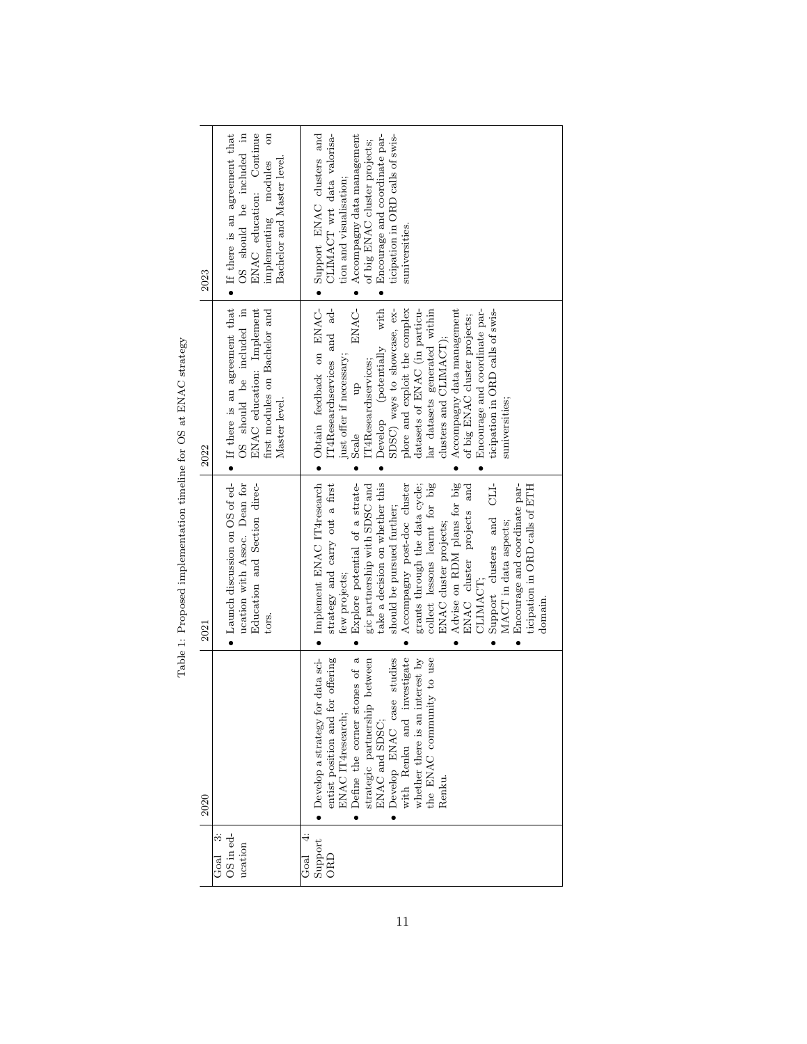Table 1: Proposed implementation timeline for OS at ENAC strategy

| | 2020 | 2021 | 2022 | 2023 |
|---|---|---|---|---|
| Goal 3: OS in education | | • Launch discussion on OS of education with Assoc. Dean for Education and Section directors. | • If there is an agreement that OS should be included in ENAC education: Implement first modules on Bachelor and Master level. | • If there is an agreement that OS should be included in ENAC education: Continue implementing modules on Bachelor and Master level. |
| Goal 4: Support ORD | • Develop a strategy for data scientist position and for offering ENAC IT4research; <br>• Define the corner stones of a strategic partnership between ENAC and SDSC; <br>• Develop ENAC case studies with Renku and investigate whether there is an interest by the ENAC community to use Renku. | • Implement ENAC IT4research strategy and carry out a first few projects; <br>• Explore potential of a strategic partnership with SDSC and take a decision on whether this should be pursued further; <br>• Accompagny post-doc cluster grants through the data cycle; collect lessons learnt for big ENAC cluster projects; <br>• Advise on RDM plans for big ENAC cluster projects and CLIMACT; <br>• Support clusters and CLIMACT in data aspects; <br>• Encourage and coordinate participation in ORD calls of ETH domain. | • Obtain feedback on ENAC-IT4Researchservices and adjust offer if necessary; <br>• Scale up ENAC-IT4Researchservices; <br>• Develop (potentially with SDSC) ways to showcase, explore and exploit the complex datasets of ENAC (in particular datasets generated within clusters and CLIMACT); <br>• Accompagny data management of big ENAC cluster projects; <br>• Encourage and coordinate participation in ORD calls of swissuniversities; | • Support ENAC clusters and CLIMACT wrt data valorisation and visualisation; <br>• Accompagny data management of big ENAC cluster projects; <br>• Encourage and coordinate participation in ORD calls of swissuniversities. |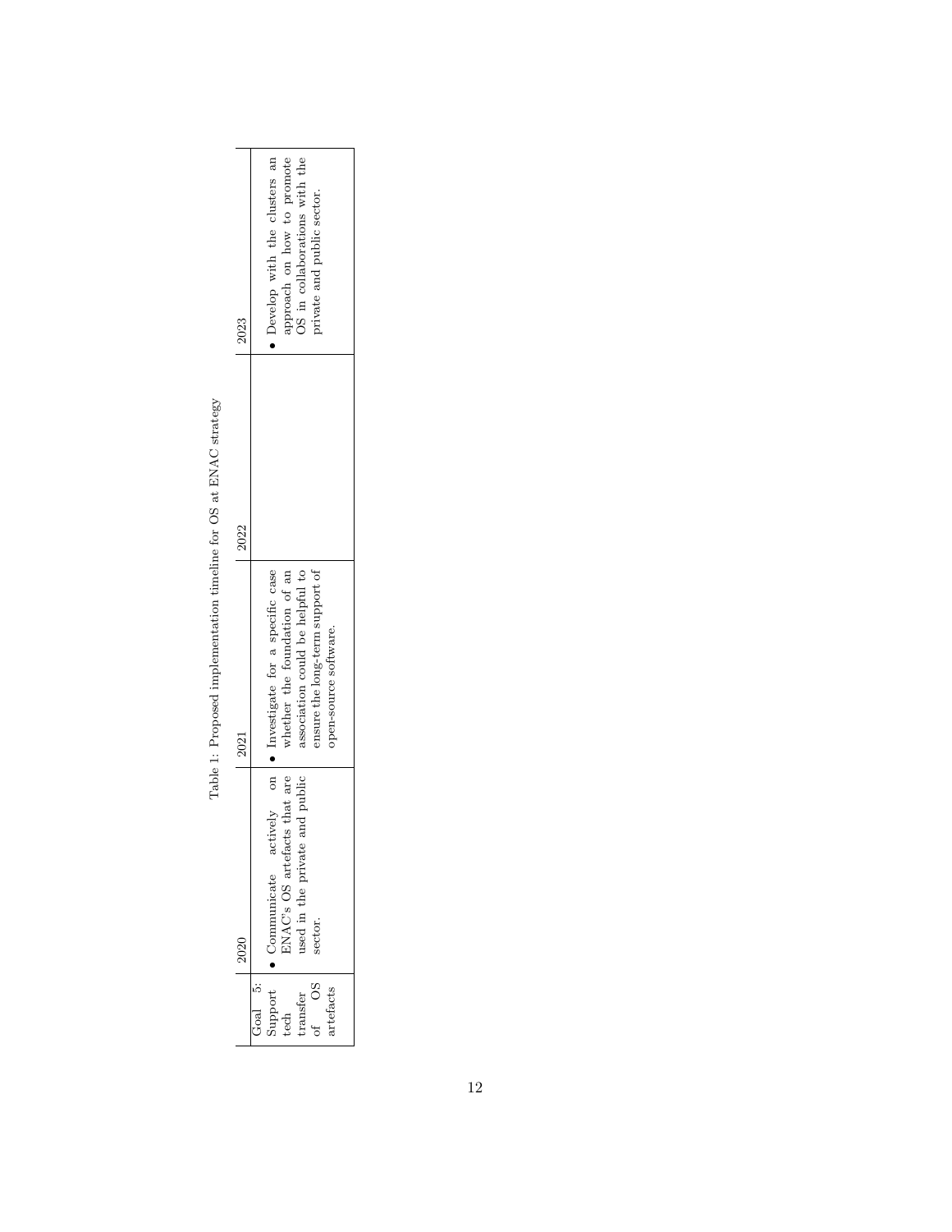Table 1: Proposed implementation timeline for OS at ENAC strategy

| | 2020 | 2021 | 2022 | 2023 |
|---|---|---|---|---|
| Goal 5: Support tech transfer of OS artefacts | • Communicate actively on ENAC's OS artefacts that are used in the private and public sector. | • Investigate for a specific case whether the foundation of an association could be helpful to ensure the long-term support of open-source software. | | • Develop with the clusters an approach on how to promote OS in collaborations with the private and public sector. |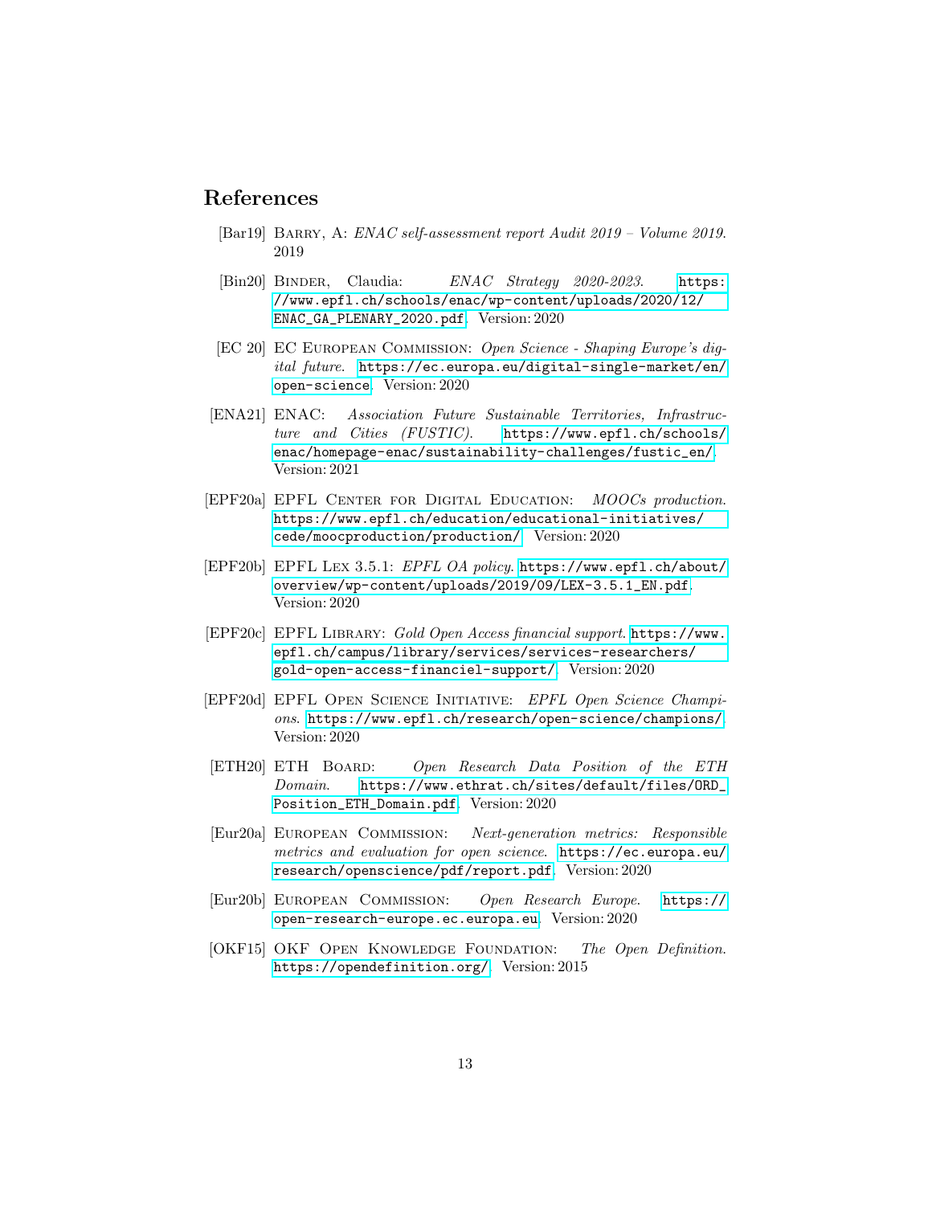## References

[Bar19] Barry, A: *ENAC self-assessment report Audit 2019 – Volume 2019*. 2019

[Bin20] Binder, Claudia: *ENAC Strategy 2020-2023*. https://www.epfl.ch/schools/enac/wp-content/uploads/2020/12/ENAC_GA_PLENARY_2020.pdf. Version: 2020

[EC 20] EC European Commission: *Open Science - Shaping Europe's digital future*. https://ec.europa.eu/digital-single-market/en/open-science. Version: 2020

[ENA21] ENAC: *Association Future Sustainable Territories, Infrastructure and Cities (FUSTIC)*. https://www.epfl.ch/schools/enac/homepage-enac/sustainability-challenges/fustic_en/. Version: 2021

[EPF20a] EPFL Center for Digital Education: *MOOCs production*. https://www.epfl.ch/education/educational-initiatives/cede/moocproduction/production/. Version: 2020

[EPF20b] EPFL Lex 3.5.1: *EPFL OA policy*. https://www.epfl.ch/about/overview/wp-content/uploads/2019/09/LEX-3.5.1_EN.pdf. Version: 2020

[EPF20c] EPFL Library: *Gold Open Access financial support*. https://www.epfl.ch/campus/library/services/services-researchers/gold-open-access-financiel-support/. Version: 2020

[EPF20d] EPFL Open Science Initiative: *EPFL Open Science Champions*. https://www.epfl.ch/research/open-science/champions/. Version: 2020

[ETH20] ETH Board: *Open Research Data Position of the ETH Domain*. https://www.ethrat.ch/sites/default/files/ORD_Position_ETH_Domain.pdf. Version: 2020

[Eur20a] European Commission: *Next-generation metrics: Responsible metrics and evaluation for open science*. https://ec.europa.eu/research/openscience/pdf/report.pdf. Version: 2020

[Eur20b] European Commission: *Open Research Europe*. https://open-research-europe.ec.europa.eu. Version: 2020

[OKF15] OKF Open Knowledge Foundation: *The Open Definition*. https://opendefinition.org/. Version: 2015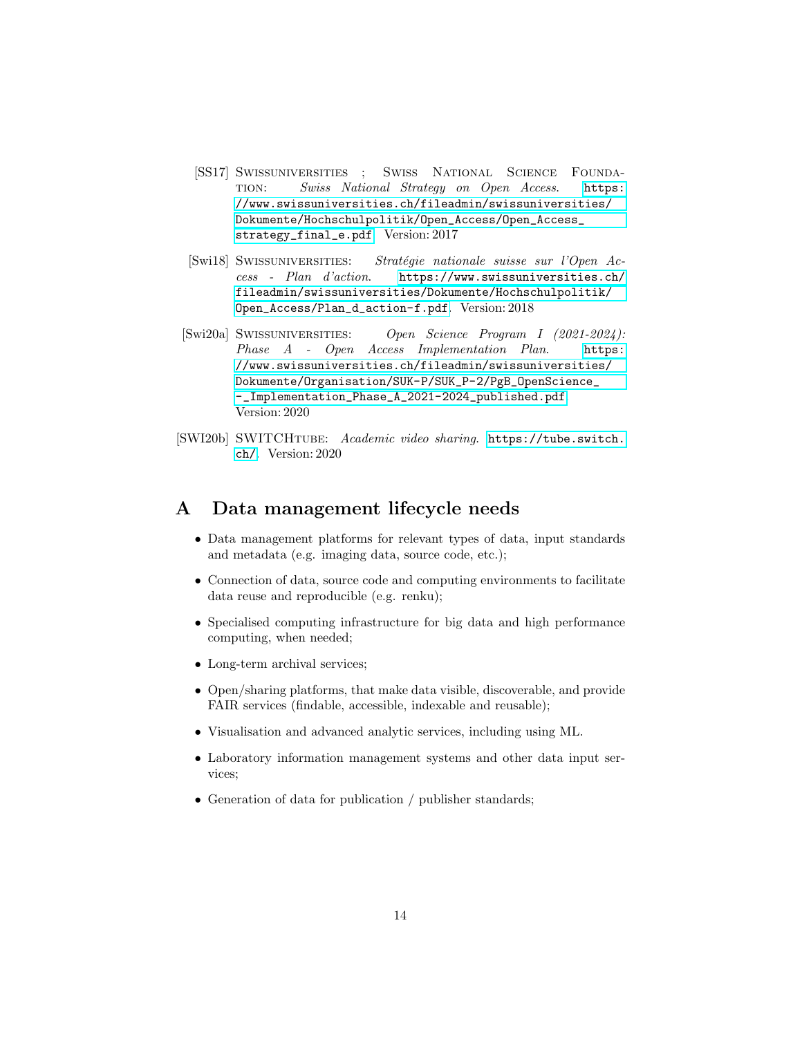[SS17] Swissuniversities ; Swiss National Science Foundation: *Swiss National Strategy on Open Access*. https://www.swissuniversities.ch/fileadmin/swissuniversities/Dokumente/Hochschulpolitik/Open_Access/Open_Access_strategy_final_e.pdf. Version: 2017

[Swi18] Swissuniversities: *Stratégie nationale suisse sur l'Open Access - Plan d'action*. https://www.swissuniversities.ch/fileadmin/swissuniversities/Dokumente/Hochschulpolitik/Open_Access/Plan_d_action-f.pdf. Version: 2018

[Swi20a] Swissuniversities: *Open Science Program I (2021-2024): Phase A - Open Access Implementation Plan*. https://www.swissuniversities.ch/fileadmin/swissuniversities/Dokumente/Organisation/SUK-P/SUK_P-2/PgB_OpenScience_-_Implementation_Phase_A_2021-2024_published.pdf. Version: 2020

[SWI20b] SWITCHtube: *Academic video sharing*. https://tube.switch.ch/. Version: 2020

# A Data management lifecycle needs

- Data management platforms for relevant types of data, input standards and metadata (e.g. imaging data, source code, etc.);
- Connection of data, source code and computing environments to facilitate data reuse and reproducible (e.g. renku);
- Specialised computing infrastructure for big data and high performance computing, when needed;
- Long-term archival services;
- Open/sharing platforms, that make data visible, discoverable, and provide FAIR services (findable, accessible, indexable and reusable);
- Visualisation and advanced analytic services, including using ML.
- Laboratory information management systems and other data input services;
- Generation of data for publication / publisher standards;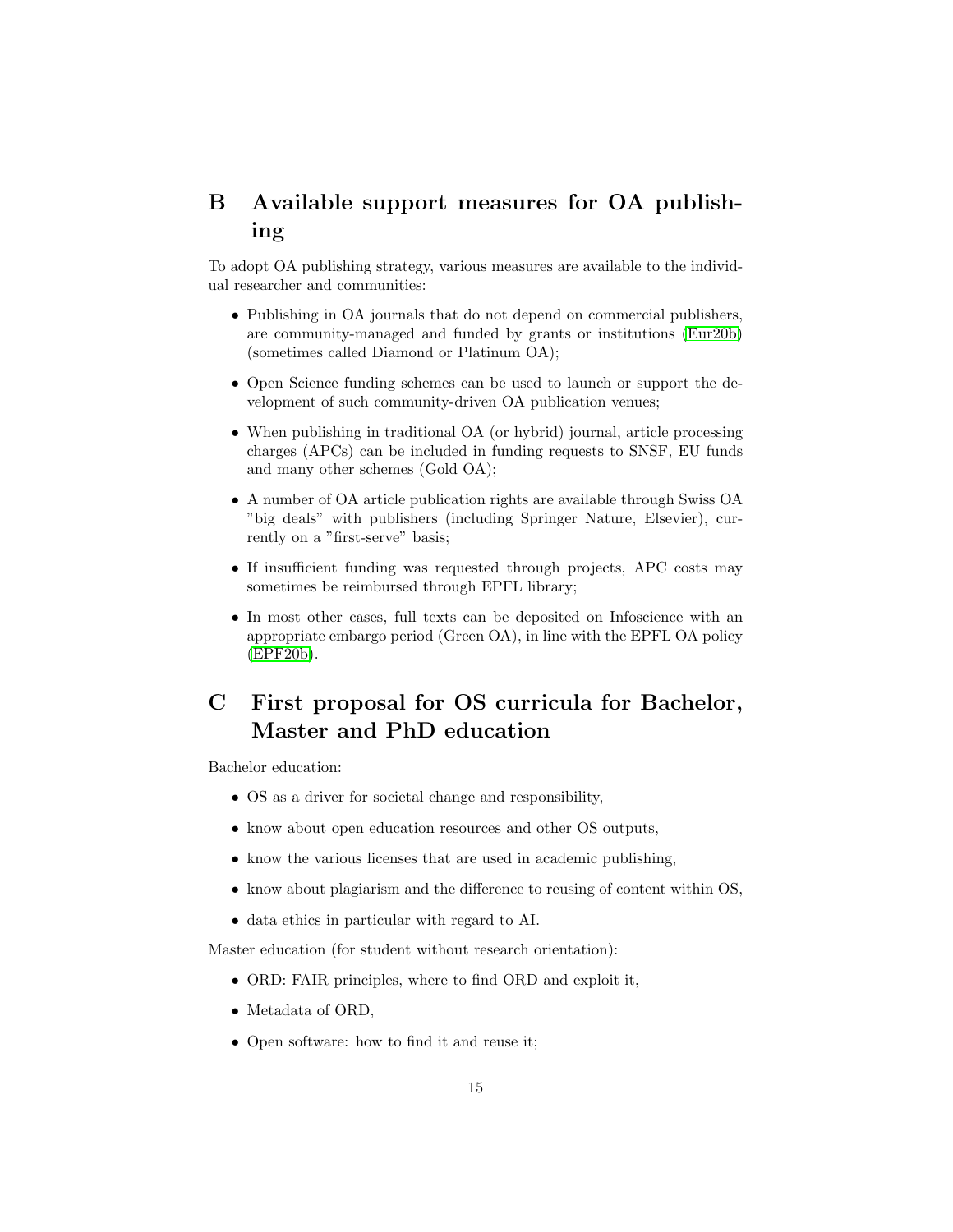# B Available support measures for OA publishing

To adopt OA publishing strategy, various measures are available to the individual researcher and communities:

- Publishing in OA journals that do not depend on commercial publishers, are community-managed and funded by grants or institutions (Eur20b) (sometimes called Diamond or Platinum OA);
- Open Science funding schemes can be used to launch or support the development of such community-driven OA publication venues;
- When publishing in traditional OA (or hybrid) journal, article processing charges (APCs) can be included in funding requests to SNSF, EU funds and many other schemes (Gold OA);
- A number of OA article publication rights are available through Swiss OA "big deals" with publishers (including Springer Nature, Elsevier), currently on a "first-serve" basis;
- If insufficient funding was requested through projects, APC costs may sometimes be reimbursed through EPFL library;
- In most other cases, full texts can be deposited on Infoscience with an appropriate embargo period (Green OA), in line with the EPFL OA policy (EPF20b).

# C First proposal for OS curricula for Bachelor, Master and PhD education

Bachelor education:

- OS as a driver for societal change and responsibility,
- know about open education resources and other OS outputs,
- know the various licenses that are used in academic publishing,
- know about plagiarism and the difference to reusing of content within OS,
- data ethics in particular with regard to AI.

Master education (for student without research orientation):

- ORD: FAIR principles, where to find ORD and exploit it,
- Metadata of ORD,
- Open software: how to find it and reuse it;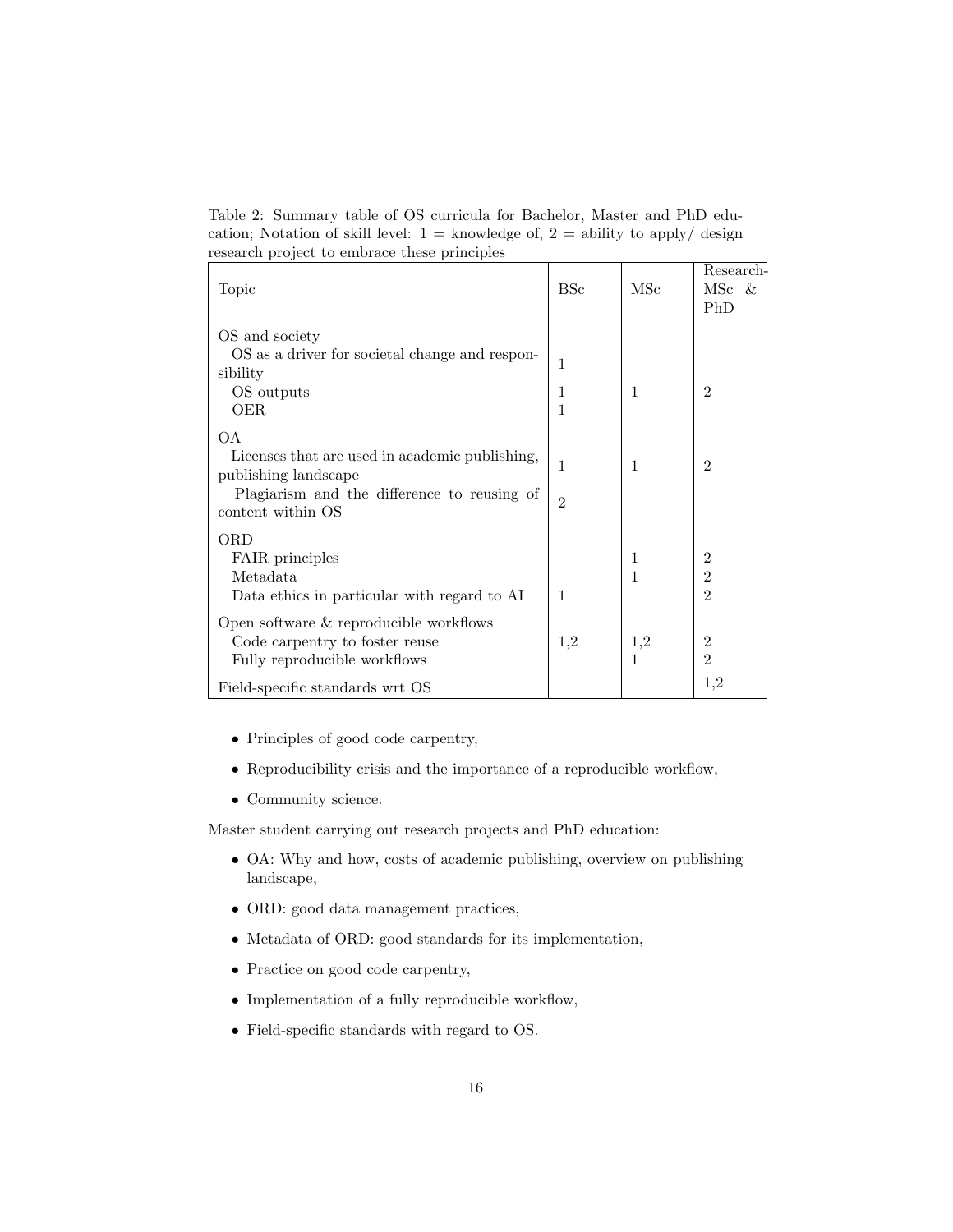Table 2: Summary table of OS curricula for Bachelor, Master and PhD education; Notation of skill level: 1 = knowledge of, 2 = ability to apply/ design research project to embrace these principles

| Topic | BSc | MSc | Research-MSc & PhD |
|---|---|---|---|
| OS and society | | | |
| OS as a driver for societal change and responsibility | 1 | | |
| OS outputs | 1 | 1 | 2 |
| OER | 1 | | |
| OA | | | |
| Licenses that are used in academic publishing, publishing landscape | 1 | 1 | 2 |
| Plagiarism and the difference to reusing of content within OS | 2 | | |
| ORD | | | |
| FAIR principles | | 1 | 2 |
| Metadata | | 1 | 2 |
| Data ethics in particular with regard to AI | 1 | | 2 |
| Open software & reproducible workflows | | | |
| Code carpentry to foster reuse | 1,2 | 1,2 | 2 |
| Fully reproducible workflows | | 1 | 2 |
| Field-specific standards wrt OS | | | 1,2 |

- Principles of good code carpentry,
- Reproducibility crisis and the importance of a reproducible workflow,
- Community science.

Master student carrying out research projects and PhD education:

- OA: Why and how, costs of academic publishing, overview on publishing landscape,
- ORD: good data management practices,
- Metadata of ORD: good standards for its implementation,
- Practice on good code carpentry,
- Implementation of a fully reproducible workflow,
- Field-specific standards with regard to OS.